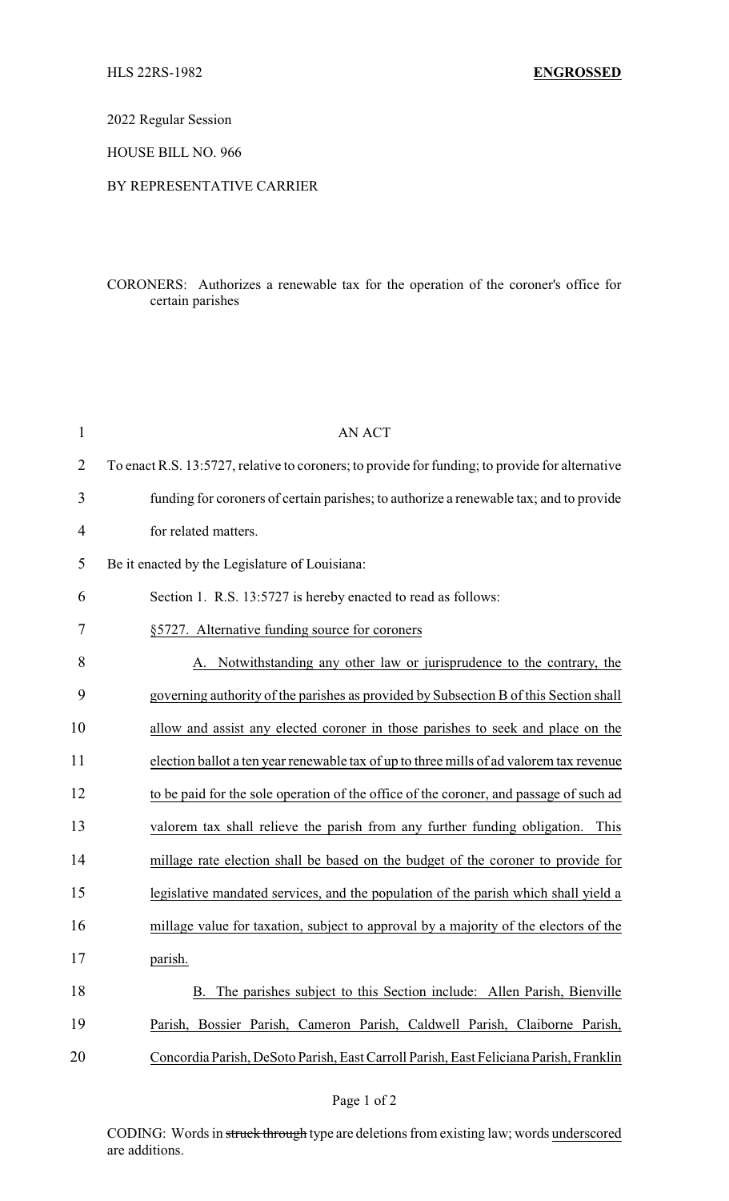HLS 22RS-1982 **ENGROSSED**

2022 Regular Session

HOUSE BILL NO. 966

BY REPRESENTATIVE CARRIER

CORONERS: Authorizes a renewable tax for the operation of the coroner's office for certain parishes

AN ACT

To enact R.S. 13:5727, relative to coroners; to provide for funding; to provide for alternative funding for coroners of certain parishes; to authorize a renewable tax; and to provide for related matters.

Be it enacted by the Legislature of Louisiana:

Section 1. R.S. 13:5727 is hereby enacted to read as follows:

§5727. Alternative funding source for coroners

A. Notwithstanding any other law or jurisprudence to the contrary, the governing authority of the parishes as provided by Subsection B of this Section shall allow and assist any elected coroner in those parishes to seek and place on the election ballot a ten year renewable tax of up to three mills of ad valorem tax revenue to be paid for the sole operation of the office of the coroner, and passage of such ad valorem tax shall relieve the parish from any further funding obligation. This millage rate election shall be based on the budget of the coroner to provide for legislative mandated services, and the population of the parish which shall yield a millage value for taxation, subject to approval by a majority of the electors of the parish.

B. The parishes subject to this Section include: Allen Parish, Bienville Parish, Bossier Parish, Cameron Parish, Caldwell Parish, Claiborne Parish, Concordia Parish, DeSoto Parish, East Carroll Parish, East Feliciana Parish, Franklin

CODING: Words in ~~struck through~~ type are deletions from existing law; words underscored are additions.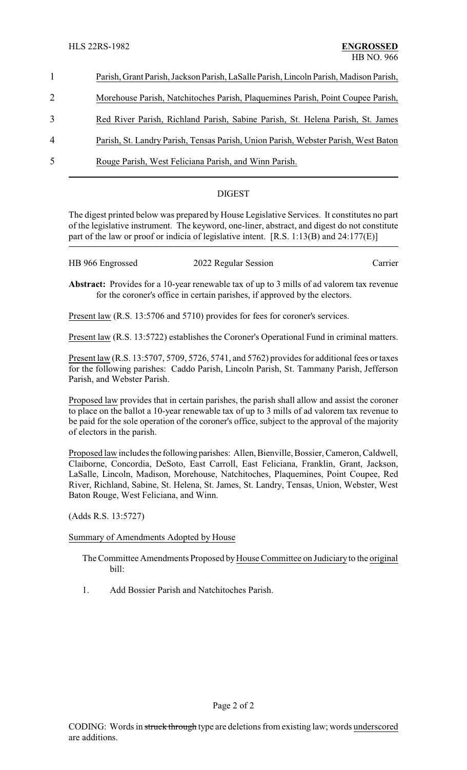1 Parish, Grant Parish, Jackson Parish, LaSalle Parish, Lincoln Parish, Madison Parish,

2 Morehouse Parish, Natchitoches Parish, Plaquemines Parish, Point Coupee Parish,

3 Red River Parish, Richland Parish, Sabine Parish, St. Helena Parish, St. James

4 Parish, St. Landry Parish, Tensas Parish, Union Parish, Webster Parish, West Baton

5 Rouge Parish, West Feliciana Parish, and Winn Parish.

---

## DIGEST

The digest printed below was prepared by House Legislative Services. It constitutes no part of the legislative instrument. The keyword, one-liner, abstract, and digest do not constitute part of the law or proof or indicia of legislative intent. [R.S. 1:13(B) and 24:177(E)]

HB 966 Engrossed 2022 Regular Session Carrier

**Abstract:** Provides for a 10-year renewable tax of up to 3 mills of ad valorem tax revenue for the coroner's office in certain parishes, if approved by the electors.

Present law (R.S. 13:5706 and 5710) provides for fees for coroner's services.

Present law (R.S. 13:5722) establishes the Coroner's Operational Fund in criminal matters.

Present law (R.S. 13:5707, 5709, 5726, 5741, and 5762) provides for additional fees or taxes for the following parishes: Caddo Parish, Lincoln Parish, St. Tammany Parish, Jefferson Parish, and Webster Parish.

Proposed law provides that in certain parishes, the parish shall allow and assist the coroner to place on the ballot a 10-year renewable tax of up to 3 mills of ad valorem tax revenue to be paid for the sole operation of the coroner's office, subject to the approval of the majority of electors in the parish.

Proposed law includes the following parishes: Allen, Bienville, Bossier, Cameron, Caldwell, Claiborne, Concordia, DeSoto, East Carroll, East Feliciana, Franklin, Grant, Jackson, LaSalle, Lincoln, Madison, Morehouse, Natchitoches, Plaquemines, Point Coupee, Red River, Richland, Sabine, St. Helena, St. James, St. Landry, Tensas, Union, Webster, West Baton Rouge, West Feliciana, and Winn.

(Adds R.S. 13:5727)

Summary of Amendments Adopted by House

The Committee Amendments Proposed by House Committee on Judiciary to the original bill:

1. Add Bossier Parish and Natchitoches Parish.

CODING: Words in struck through type are deletions from existing law; words underscored are additions.